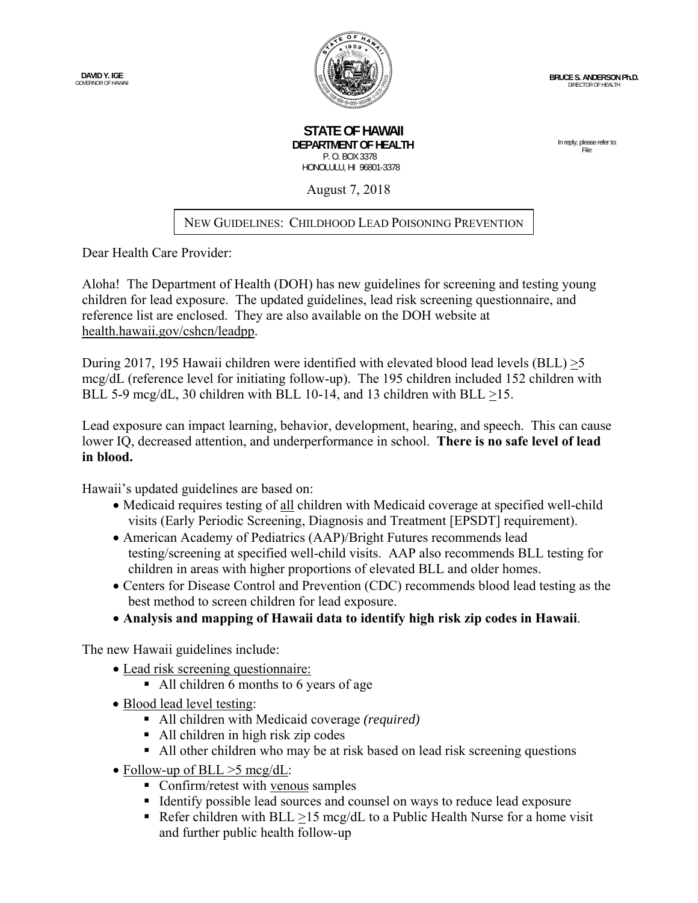**DAVID Y. IGE**
GOVERNOR OF HAWAII

**BRUCE S. ANDERSON Ph.D.**
DIRECTOR OF HEALTH

**STATE OF HAWAII**
**DEPARTMENT OF HEALTH**
P. O. BOX 3378
HONOLULU, HI 96801-3378

In reply, please refer to:
File:

August 7, 2018

**NEW GUIDELINES: CHILDHOOD LEAD POISONING PREVENTION**

Dear Health Care Provider:

Aloha! The Department of Health (DOH) has new guidelines for screening and testing young children for lead exposure. The updated guidelines, lead risk screening questionnaire, and reference list are enclosed. They are also available on the DOH website at health.hawaii.gov/cshcn/leadpp.

During 2017, 195 Hawaii children were identified with elevated blood lead levels (BLL) ≥5 mcg/dL (reference level for initiating follow-up). The 195 children included 152 children with BLL 5-9 mcg/dL, 30 children with BLL 10-14, and 13 children with BLL ≥15.

Lead exposure can impact learning, behavior, development, hearing, and speech. This can cause lower IQ, decreased attention, and underperformance in school. **There is no safe level of lead in blood.**

Hawaii's updated guidelines are based on:

- Medicaid requires testing of all children with Medicaid coverage at specified well-child visits (Early Periodic Screening, Diagnosis and Treatment [EPSDT] requirement).
- American Academy of Pediatrics (AAP)/Bright Futures recommends lead testing/screening at specified well-child visits. AAP also recommends BLL testing for children in areas with higher proportions of elevated BLL and older homes.
- Centers for Disease Control and Prevention (CDC) recommends blood lead testing as the best method to screen children for lead exposure.
- **Analysis and mapping of Hawaii data to identify high risk zip codes in Hawaii**.

The new Hawaii guidelines include:

- Lead risk screening questionnaire:
  - All children 6 months to 6 years of age
- Blood lead level testing:
  - All children with Medicaid coverage *(required)*
  - All children in high risk zip codes
  - All other children who may be at risk based on lead risk screening questions
- Follow-up of BLL >5 mcg/dL:
  - Confirm/retest with venous samples
  - Identify possible lead sources and counsel on ways to reduce lead exposure
  - Refer children with BLL ≥15 mcg/dL to a Public Health Nurse for a home visit and further public health follow-up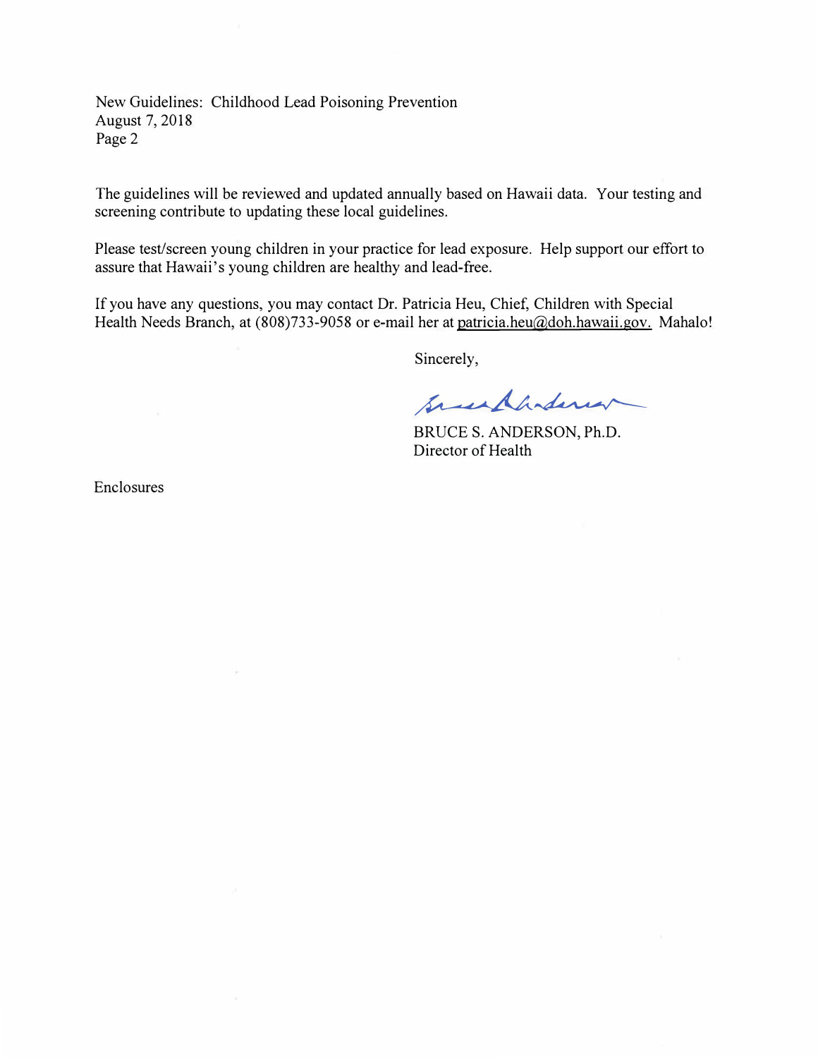The guidelines will be reviewed and updated annually based on Hawaii data. Your testing and screening contribute to updating these local guidelines.

Please test/screen young children in your practice for lead exposure. Help support our effort to assure that Hawaii's young children are healthy and lead-free.

If you have any questions, you may contact Dr. Patricia Heu, Chief, Children with Special Health Needs Branch, at (808)733-9058 or e-mail her at patricia.heu@doh.hawaii.gov. Mahalo!

Sincerely,

BRUCE S. ANDERSON, Ph.D.
Director of Health

Enclosures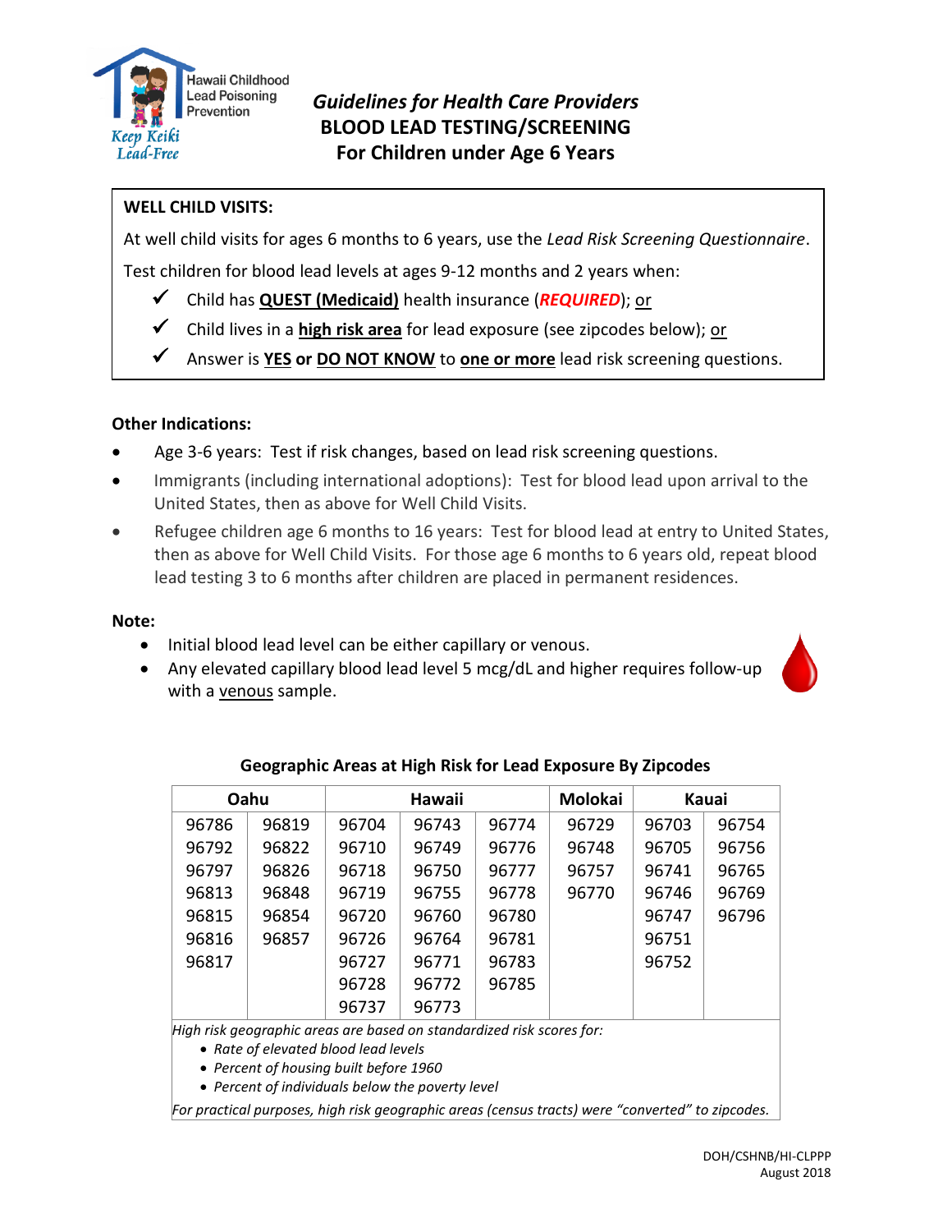Hawaii Childhood Lead Poisoning Prevention

*Keep Keiki Lead-Free*

# *Guidelines for Health Care Providers*
# BLOOD LEAD TESTING/SCREENING
# For Children under Age 6 Years

**WELL CHILD VISITS:**

At well child visits for ages 6 months to 6 years, use the *Lead Risk Screening Questionnaire*.

Test children for blood lead levels at ages 9-12 months and 2 years when:

- ✔ Child has **QUEST (Medicaid)** health insurance (***REQUIRED***); or
- ✔ Child lives in a **high risk area** for lead exposure (see zipcodes below); or
- ✔ Answer is **YES or DO NOT KNOW** to **one or more** lead risk screening questions.

**Other Indications:**

- Age 3-6 years: Test if risk changes, based on lead risk screening questions.
- Immigrants (including international adoptions): Test for blood lead upon arrival to the United States, then as above for Well Child Visits.
- Refugee children age 6 months to 16 years: Test for blood lead at entry to United States, then as above for Well Child Visits. For those age 6 months to 6 years old, repeat blood lead testing 3 to 6 months after children are placed in permanent residences.

**Note:**

- Initial blood lead level can be either capillary or venous.
- Any elevated capillary blood lead level 5 mcg/dL and higher requires follow-up with a venous sample.

**Geographic Areas at High Risk for Lead Exposure By Zipcodes**

| Oahu | | Hawaii | | | Molokai | Kauai | |
|---|---|---|---|---|---|---|---|
| 96786 | 96819 | 96704 | 96743 | 96774 | 96729 | 96703 | 96754 |
| 96792 | 96822 | 96710 | 96749 | 96776 | 96748 | 96705 | 96756 |
| 96797 | 96826 | 96718 | 96750 | 96777 | 96757 | 96741 | 96765 |
| 96813 | 96848 | 96719 | 96755 | 96778 | 96770 | 96746 | 96769 |
| 96815 | 96854 | 96720 | 96760 | 96780 | | 96747 | 96796 |
| 96816 | 96857 | 96726 | 96764 | 96781 | | 96751 | |
| 96817 | | 96727 | 96771 | 96783 | | 96752 | |
| | | 96728 | 96772 | 96785 | | | |
| | | 96737 | 96773 | | | | |

*High risk geographic areas are based on standardized risk scores for:*

- *Rate of elevated blood lead levels*
- *Percent of housing built before 1960*
- *Percent of individuals below the poverty level*

*For practical purposes, high risk geographic areas (census tracts) were "converted" to zipcodes.*

DOH/CSHNB/HI-CLPPP
August 2018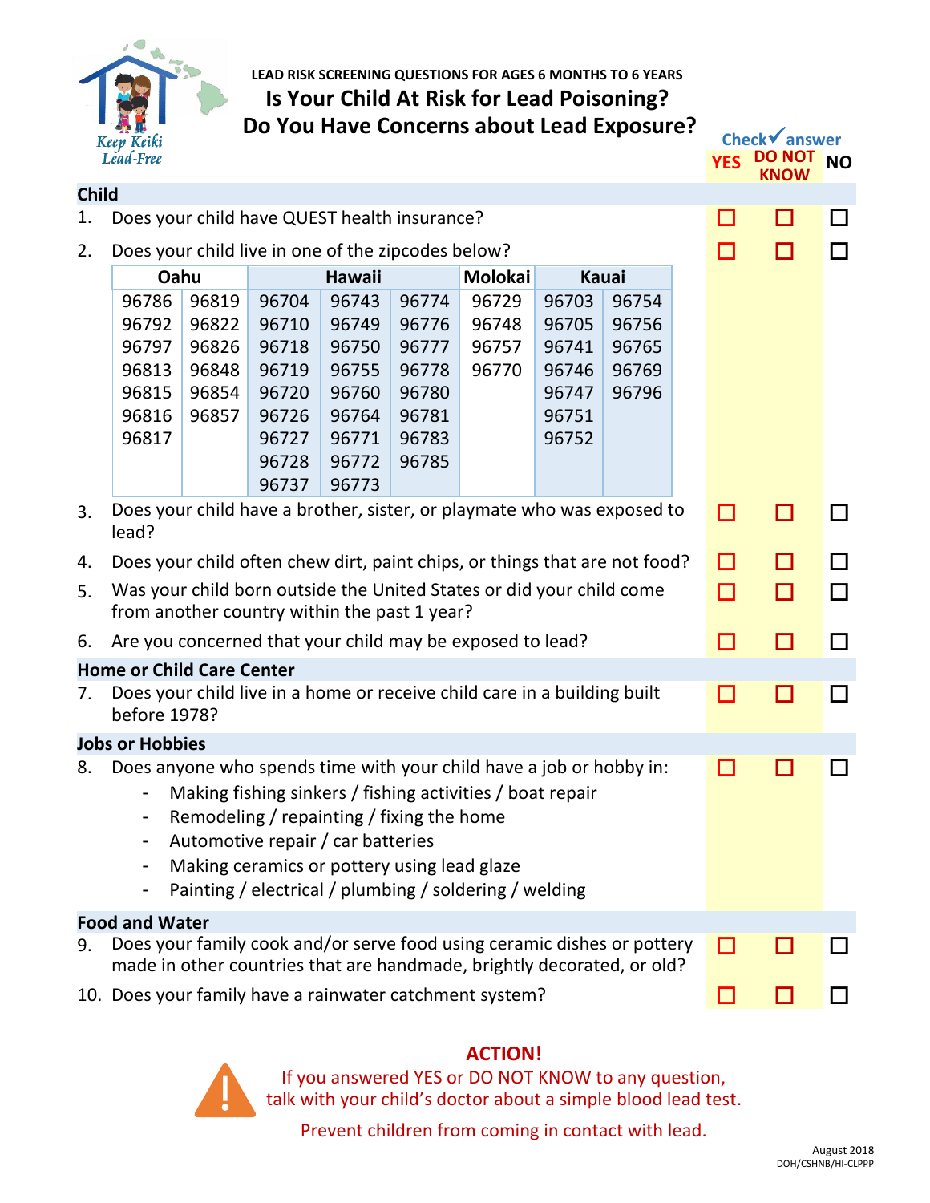Keep Keiki Lead-Free

LEAD RISK SCREENING QUESTIONS FOR AGES 6 MONTHS TO 6 YEARS

# Is Your Child At Risk for Lead Poisoning?
# Do You Have Concerns about Lead Exposure?

Check ✓ answer

| | YES | DO NOT KNOW | NO |
|---|---|---|---|
| **Child** | | | |
| 1. Does your child have QUEST health insurance? | ☐ | ☐ | ☐ |
| 2. Does your child live in one of the zipcodes below? | ☐ | ☐ | ☐ |

| Oahu | | Hawaii | | | Molokai | Kauai | |
|---|---|---|---|---|---|---|---|
| 96786 | 96819 | 96704 | 96743 | 96774 | 96729 | 96703 | 96754 |
| 96792 | 96822 | 96710 | 96749 | 96776 | 96748 | 96705 | 96756 |
| 96797 | 96826 | 96718 | 96750 | 96777 | 96757 | 96741 | 96765 |
| 96813 | 96848 | 96719 | 96755 | 96778 | 96770 | 96746 | 96769 |
| 96815 | 96854 | 96720 | 96760 | 96780 | | 96747 | 96796 |
| 96816 | 96857 | 96726 | 96764 | 96781 | | 96751 | |
| 96817 | | 96727 | 96771 | 96783 | | 96752 | |
| | | 96728 | 96772 | 96785 | | | |
| | | 96737 | 96773 | | | | |

| | YES | DO NOT KNOW | NO |
|---|---|---|---|
| 3. Does your child have a brother, sister, or playmate who was exposed to lead? | ☐ | ☐ | ☐ |
| 4. Does your child often chew dirt, paint chips, or things that are not food? | ☐ | ☐ | ☐ |
| 5. Was your child born outside the United States or did your child come from another country within the past 1 year? | ☐ | ☐ | ☐ |
| 6. Are you concerned that your child may be exposed to lead? | ☐ | ☐ | ☐ |
| **Home or Child Care Center** | | | |
| 7. Does your child live in a home or receive child care in a building built before 1978? | ☐ | ☐ | ☐ |
| **Jobs or Hobbies** | | | |
| 8. Does anyone who spends time with your child have a job or hobby in:<br>- Making fishing sinkers / fishing activities / boat repair<br>- Remodeling / repainting / fixing the home<br>- Automotive repair / car batteries<br>- Making ceramics or pottery using lead glaze<br>- Painting / electrical / plumbing / soldering / welding | ☐ | ☐ | ☐ |
| **Food and Water** | | | |
| 9. Does your family cook and/or serve food using ceramic dishes or pottery made in other countries that are handmade, brightly decorated, or old? | ☐ | ☐ | ☐ |
| 10. Does your family have a rainwater catchment system? | ☐ | ☐ | ☐ |

**ACTION!**

If you answered YES or DO NOT KNOW to any question, talk with your child's doctor about a simple blood lead test.

Prevent children from coming in contact with lead.

August 2018
DOH/CSHNB/HI-CLPPP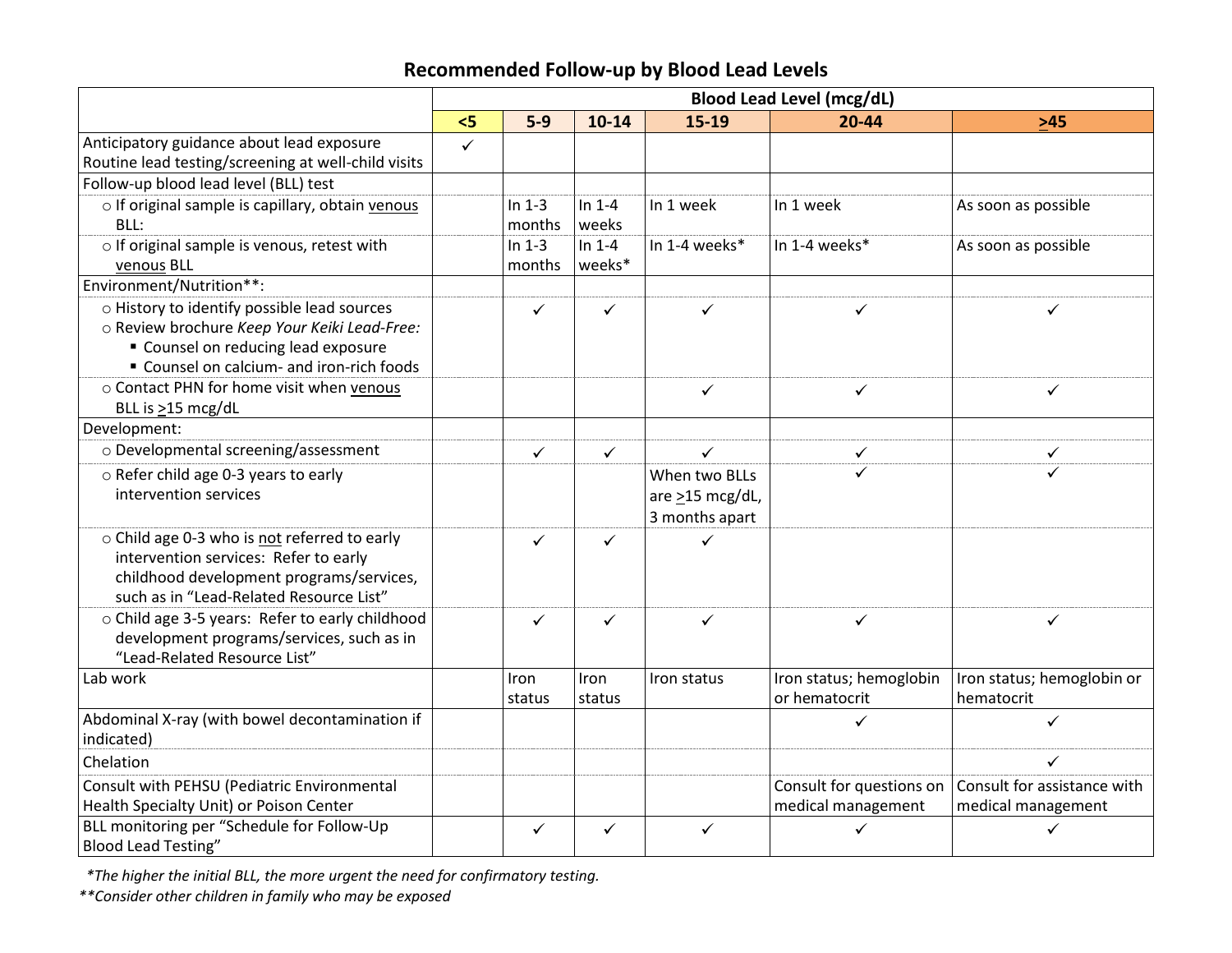# Recommended Follow-up by Blood Lead Levels

| | Blood Lead Level (mcg/dL) | | | | | |
|---|---|---|---|---|---|---|
| | <5 | 5-9 | 10-14 | 15-19 | 20-44 | ≥45 |
| Anticipatory guidance about lead exposure<br>Routine lead testing/screening at well-child visits | ✓ | | | | | |
| Follow-up blood lead level (BLL) test | | | | | | |
| ○ If original sample is capillary, obtain venous BLL: | | In 1-3 months | In 1-4 weeks | In 1 week | In 1 week | As soon as possible |
| ○ If original sample is venous, retest with venous BLL | | In 1-3 months | In 1-4 weeks* | In 1-4 weeks* | In 1-4 weeks* | As soon as possible |
| Environment/Nutrition**: | | | | | | |
| ○ History to identify possible lead sources<br>○ Review brochure *Keep Your Keiki Lead-Free:*<br>▪ Counsel on reducing lead exposure<br>▪ Counsel on calcium- and iron-rich foods | | ✓ | ✓ | ✓ | ✓ | ✓ |
| ○ Contact PHN for home visit when venous BLL is ≥15 mcg/dL | | | | ✓ | ✓ | ✓ |
| Development: | | | | | | |
| ○ Developmental screening/assessment | | ✓ | ✓ | ✓ | ✓ | ✓ |
| ○ Refer child age 0-3 years to early intervention services | | | | When two BLLs are ≥15 mcg/dL, 3 months apart | ✓ | ✓ |
| ○ Child age 0-3 who is not referred to early intervention services: Refer to early childhood development programs/services, such as in "Lead-Related Resource List" | | ✓ | ✓ | ✓ | | |
| ○ Child age 3-5 years: Refer to early childhood development programs/services, such as in "Lead-Related Resource List" | | ✓ | ✓ | ✓ | ✓ | ✓ |
| Lab work | | Iron status | Iron status | Iron status | Iron status; hemoglobin or hematocrit | Iron status; hemoglobin or hematocrit |
| Abdominal X-ray (with bowel decontamination if indicated) | | | | | ✓ | ✓ |
| Chelation | | | | | | ✓ |
| Consult with PEHSU (Pediatric Environmental Health Specialty Unit) or Poison Center | | | | | Consult for questions on medical management | Consult for assistance with medical management |
| BLL monitoring per "Schedule for Follow-Up Blood Lead Testing" | | ✓ | ✓ | ✓ | ✓ | ✓ |

*\*The higher the initial BLL, the more urgent the need for confirmatory testing.*

*\*\*Consider other children in family who may be exposed*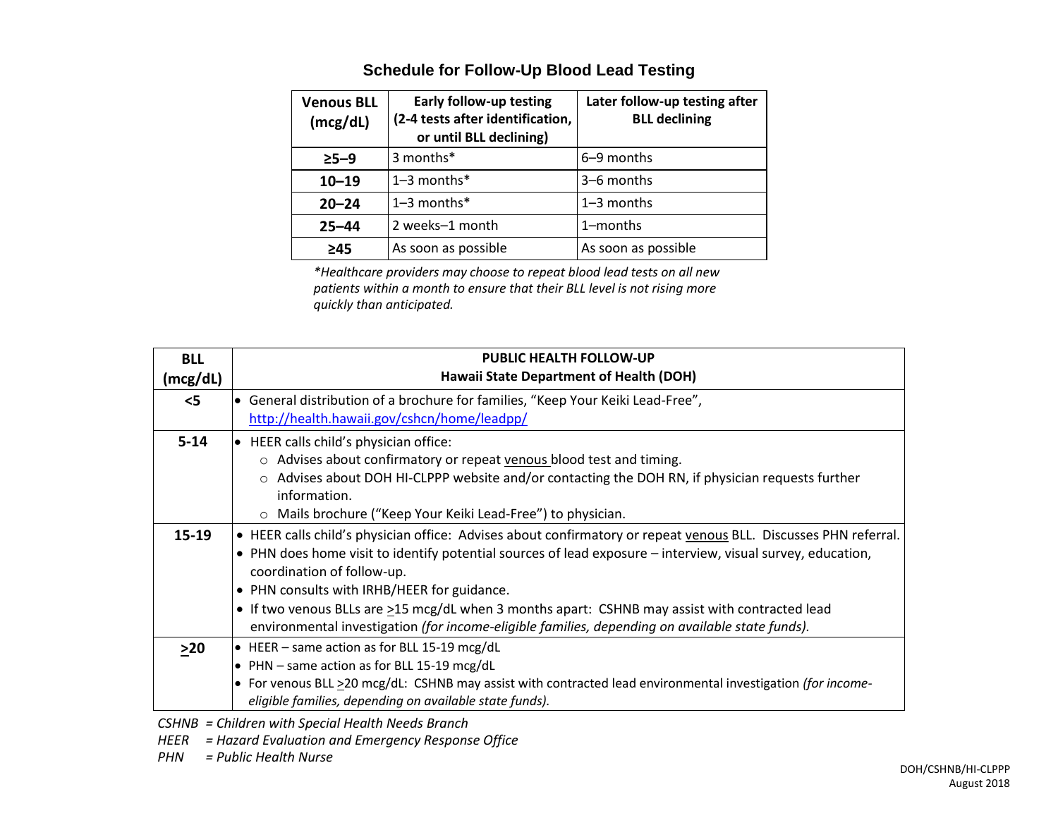## Schedule for Follow-Up Blood Lead Testing

| Venous BLL (mcg/dL) | Early follow-up testing (2-4 tests after identification, or until BLL declining) | Later follow-up testing after BLL declining |
|---|---|---|
| **≥5–9** | 3 months* | 6–9 months |
| **10–19** | 1–3 months* | 3–6 months |
| **20–24** | 1–3 months* | 1–3 months |
| **25–44** | 2 weeks–1 month | 1–months |
| **≥45** | As soon as possible | As soon as possible |

*\*Healthcare providers may choose to repeat blood lead tests on all new patients within a month to ensure that their BLL level is not rising more quickly than anticipated.*

| BLL (mcg/dL) | PUBLIC HEALTH FOLLOW-UP<br>Hawaii State Department of Health (DOH) |
|---|---|
| **<5** | • General distribution of a brochure for families, "Keep Your Keiki Lead-Free", http://health.hawaii.gov/cshcn/home/leadpp/ |
| **5-14** | • HEER calls child's physician office:<br>○ Advises about confirmatory or repeat venous blood test and timing.<br>○ Advises about DOH HI-CLPPP website and/or contacting the DOH RN, if physician requests further information.<br>○ Mails brochure ("Keep Your Keiki Lead-Free") to physician. |
| **15-19** | • HEER calls child's physician office: Advises about confirmatory or repeat venous BLL. Discusses PHN referral.<br>• PHN does home visit to identify potential sources of lead exposure – interview, visual survey, education, coordination of follow-up.<br>• PHN consults with IRHB/HEER for guidance.<br>• If two venous BLLs are ≥15 mcg/dL when 3 months apart: CSHNB may assist with contracted lead environmental investigation *(for income-eligible families, depending on available state funds).* |
| **≥20** | • HEER – same action as for BLL 15-19 mcg/dL<br>• PHN – same action as for BLL 15-19 mcg/dL<br>• For venous BLL ≥20 mcg/dL: CSHNB may assist with contracted lead environmental investigation *(for income-eligible families, depending on available state funds).* |

*CSHNB = Children with Special Health Needs Branch*

*HEER = Hazard Evaluation and Emergency Response Office*

*PHN = Public Health Nurse*

DOH/CSHNB/HI-CLPPP
August 2018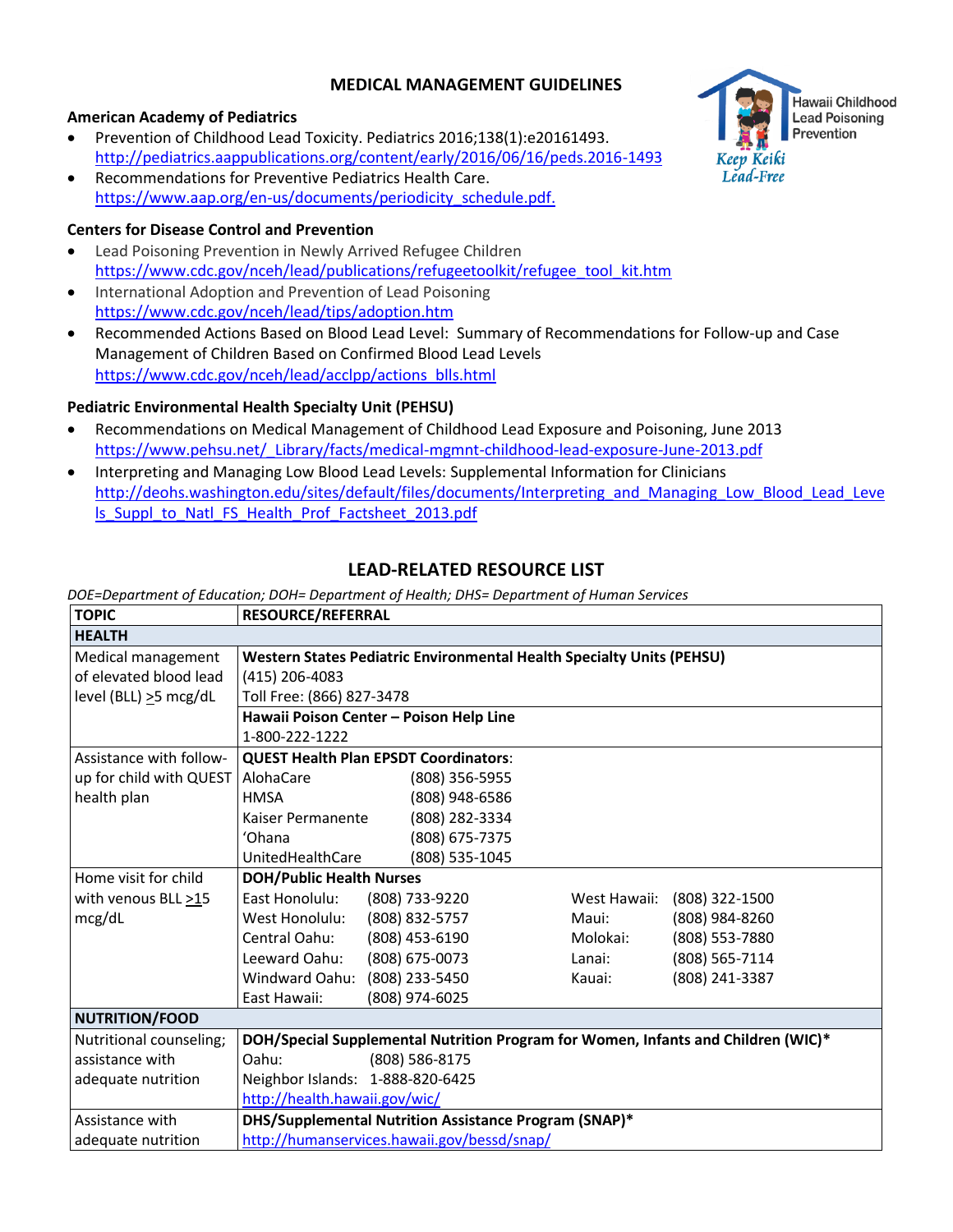# MEDICAL MANAGEMENT GUIDELINES

Hawaii Childhood Lead Poisoning Prevention

Keep Keiki Lead-Free

### American Academy of Pediatrics

- Prevention of Childhood Lead Toxicity. Pediatrics 2016;138(1):e20161493. http://pediatrics.aappublications.org/content/early/2016/06/16/peds.2016-1493
- Recommendations for Preventive Pediatrics Health Care. https://www.aap.org/en-us/documents/periodicity_schedule.pdf.

### Centers for Disease Control and Prevention

- Lead Poisoning Prevention in Newly Arrived Refugee Children https://www.cdc.gov/nceh/lead/publications/refugeetoolkit/refugee_tool_kit.htm
- International Adoption and Prevention of Lead Poisoning https://www.cdc.gov/nceh/lead/tips/adoption.htm
- Recommended Actions Based on Blood Lead Level: Summary of Recommendations for Follow-up and Case Management of Children Based on Confirmed Blood Lead Levels https://www.cdc.gov/nceh/lead/acclpp/actions_blls.html

### Pediatric Environmental Health Specialty Unit (PEHSU)

- Recommendations on Medical Management of Childhood Lead Exposure and Poisoning, June 2013 https://www.pehsu.net/_Library/facts/medical-mgmnt-childhood-lead-exposure-June-2013.pdf
- Interpreting and Managing Low Blood Lead Levels: Supplemental Information for Clinicians http://deohs.washington.edu/sites/default/files/documents/Interpreting_and_Managing_Low_Blood_Lead_Levels_Suppl_to_Natl_FS_Health_Prof_Factsheet_2013.pdf

## LEAD-RELATED RESOURCE LIST

*DOE=Department of Education; DOH= Department of Health; DHS= Department of Human Services*

| TOPIC | RESOURCE/REFERRAL |
|---|---|
| **HEALTH** | |
| Medical management of elevated blood lead level (BLL) ≥5 mcg/dL | **Western States Pediatric Environmental Health Specialty Units (PEHSU)**<br>(415) 206-4083<br>Toll Free: (866) 827-3478 |
| | **Hawaii Poison Center – Poison Help Line**<br>1-800-222-1222 |
| Assistance with follow-up for child with QUEST health plan | **QUEST Health Plan EPSDT Coordinators**:<br>AlohaCare (808) 356-5955<br>HMSA (808) 948-6586<br>Kaiser Permanente (808) 282-3334<br>'Ohana (808) 675-7375<br>UnitedHealthCare (808) 535-1045 |
| Home visit for child with venous BLL ≥15 mcg/dL | **DOH/Public Health Nurses**<br>East Honolulu: (808) 733-9220<br>West Honolulu: (808) 832-5757<br>Central Oahu: (808) 453-6190<br>Leeward Oahu: (808) 675-0073<br>Windward Oahu: (808) 233-5450<br>East Hawaii: (808) 974-6025<br>West Hawaii: (808) 322-1500<br>Maui: (808) 984-8260<br>Molokai: (808) 553-7880<br>Lanai: (808) 565-7114<br>Kauai: (808) 241-3387 |
| **NUTRITION/FOOD** | |
| Nutritional counseling; assistance with adequate nutrition | **DOH/Special Supplemental Nutrition Program for Women, Infants and Children (WIC)***<br>Oahu: (808) 586-8175<br>Neighbor Islands: 1-888-820-6425<br>http://health.hawaii.gov/wic/ |
| Assistance with adequate nutrition | **DHS/Supplemental Nutrition Assistance Program (SNAP)***<br>http://humanservices.hawaii.gov/bessd/snap/ |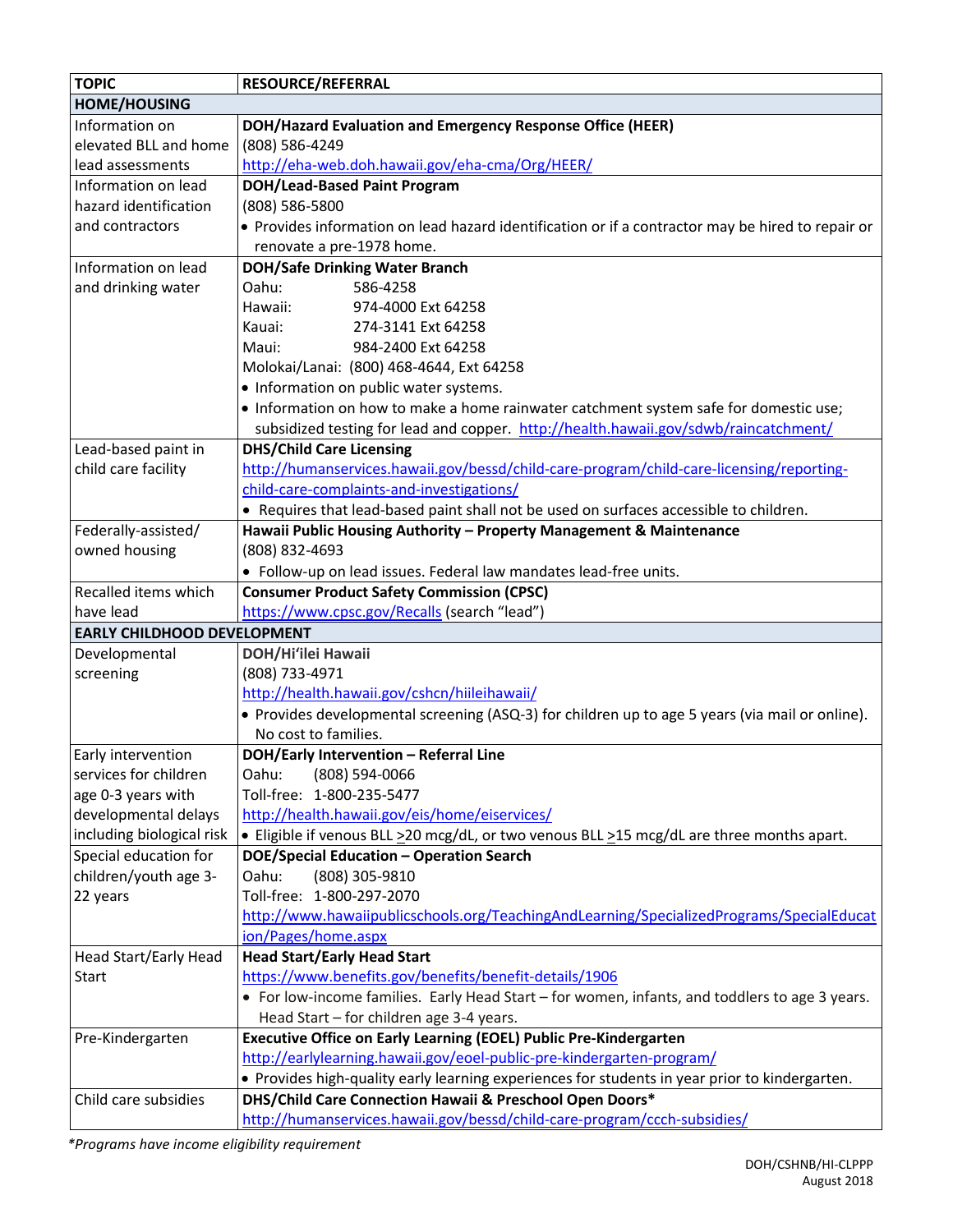| TOPIC | RESOURCE/REFERRAL |
|---|---|
| **HOME/HOUSING** | |
| Information on elevated BLL and home lead assessments | **DOH/Hazard Evaluation and Emergency Response Office (HEER)**<br>(808) 586-4249<br>http://eha-web.doh.hawaii.gov/eha-cma/Org/HEER/ |
| Information on lead hazard identification and contractors | **DOH/Lead-Based Paint Program**<br>(808) 586-5800<br>• Provides information on lead hazard identification or if a contractor may be hired to repair or renovate a pre-1978 home. |
| Information on lead and drinking water | **DOH/Safe Drinking Water Branch**<br>Oahu: 586-4258<br>Hawaii: 974-4000 Ext 64258<br>Kauai: 274-3141 Ext 64258<br>Maui: 984-2400 Ext 64258<br>Molokai/Lanai: (800) 468-4644, Ext 64258<br>• Information on public water systems.<br>• Information on how to make a home rainwater catchment system safe for domestic use; subsidized testing for lead and copper. http://health.hawaii.gov/sdwb/raincatchment/ |
| Lead-based paint in child care facility | **DHS/Child Care Licensing**<br>http://humanservices.hawaii.gov/bessd/child-care-program/child-care-licensing/reporting-child-care-complaints-and-investigations/<br>• Requires that lead-based paint shall not be used on surfaces accessible to children. |
| Federally-assisted/ owned housing | **Hawaii Public Housing Authority – Property Management & Maintenance**<br>(808) 832-4693<br>• Follow-up on lead issues. Federal law mandates lead-free units. |
| Recalled items which have lead | **Consumer Product Safety Commission (CPSC)**<br>https://www.cpsc.gov/Recalls (search "lead") |
| **EARLY CHILDHOOD DEVELOPMENT** | |
| Developmental screening | **DOH/Hiʻilei Hawaii**<br>(808) 733-4971<br>http://health.hawaii.gov/cshcn/hiileihawaii/<br>• Provides developmental screening (ASQ-3) for children up to age 5 years (via mail or online). No cost to families. |
| Early intervention services for children age 0-3 years with developmental delays including biological risk | **DOH/Early Intervention – Referral Line**<br>Oahu: (808) 594-0066<br>Toll-free: 1-800-235-5477<br>http://health.hawaii.gov/eis/home/eiservices/<br>• Eligible if venous BLL ≥20 mcg/dL, or two venous BLL ≥15 mcg/dL are three months apart. |
| Special education for children/youth age 3-22 years | **DOE/Special Education – Operation Search**<br>Oahu: (808) 305-9810<br>Toll-free: 1-800-297-2070<br>http://www.hawaiipublicschools.org/TeachingAndLearning/SpecializedPrograms/SpecialEducation/Pages/home.aspx |
| Head Start/Early Head Start | **Head Start/Early Head Start**<br>https://www.benefits.gov/benefits/benefit-details/1906<br>• For low-income families. Early Head Start – for women, infants, and toddlers to age 3 years. Head Start – for children age 3-4 years. |
| Pre-Kindergarten | **Executive Office on Early Learning (EOEL) Public Pre-Kindergarten**<br>http://earlylearning.hawaii.gov/eoel-public-pre-kindergarten-program/<br>• Provides high-quality early learning experiences for students in year prior to kindergarten. |
| Child care subsidies | **DHS/Child Care Connection Hawaii & Preschool Open Doors***<br>http://humanservices.hawaii.gov/bessd/child-care-program/ccch-subsidies/ |

*Programs have income eligibility requirement*

DOH/CSHNB/HI-CLPPP
August 2018